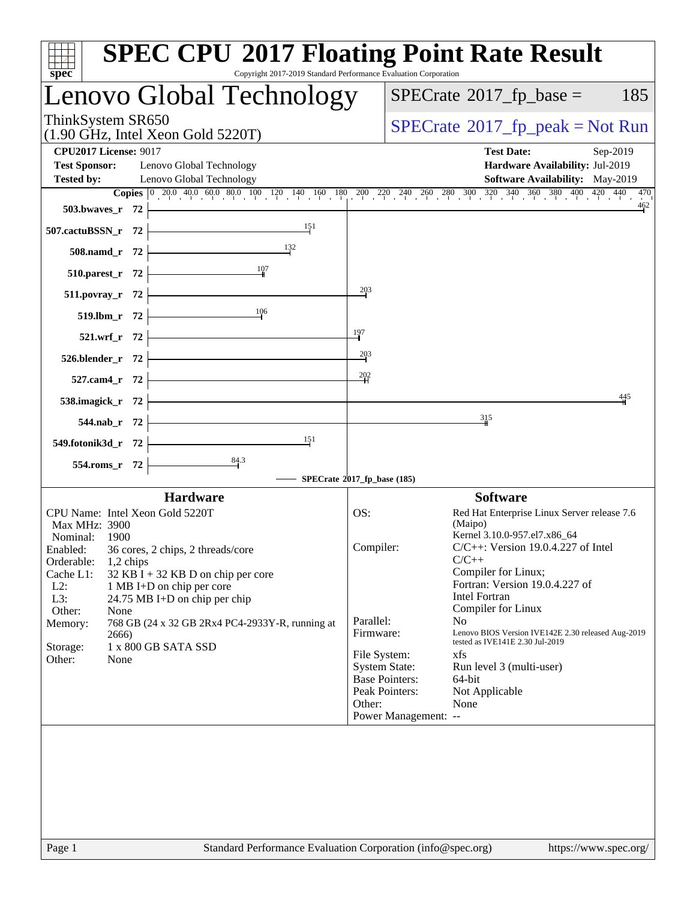# SPEC CPU 2017 Floating Point Rate Result

Copyright 2017-2019 Standard Performance Evaluation Corporation

## Lenovo Global Technology

ThinkSystem SR650
(1.90 GHz, Intel Xeon Gold 5220T)

SPECrate 2017_fp_base = 185

SPECrate 2017_fp_peak = Not Run

**CPU2017 License:** 9017
**Test Sponsor:** Lenovo Global Technology
**Tested by:** Lenovo Global Technology

**Test Date:** Sep-2019
**Hardware Availability:** Jul-2019
**Software Availability:** May-2019

| Benchmark | Copies | SPECrate 2017_fp_base |
|---|---|---|
| 503.bwaves_r | 72 | 462 |
| 507.cactuBSSN_r | 72 | 151 |
| 508.namd_r | 72 | 132 |
| 510.parest_r | 72 | 107 |
| 511.povray_r | 72 | 203 |
| 519.lbm_r | 72 | 106 |
| 521.wrf_r | 72 | 197 |
| 526.blender_r | 72 | 203 |
| 527.cam4_r | 72 | 202 |
| 538.imagick_r | 72 | 445 |
| 544.nab_r | 72 | 315 |
| 549.fotonik3d_r | 72 | 151 |
| 554.roms_r | 72 | 84.3 |

SPECrate 2017_fp_base (185)

### Hardware

- CPU Name: Intel Xeon Gold 5220T
- Max MHz: 3900
- Nominal: 1900
- Enabled: 36 cores, 2 chips, 2 threads/core
- Orderable: 1,2 chips
- Cache L1: 32 KB I + 32 KB D on chip per core
- L2: 1 MB I+D on chip per core
- L3: 24.75 MB I+D on chip per chip
- Other: None
- Memory: 768 GB (24 x 32 GB 2Rx4 PC4-2933Y-R, running at 2666)
- Storage: 1 x 800 GB SATA SSD
- Other: None

### Software

- OS: Red Hat Enterprise Linux Server release 7.6 (Maipo) Kernel 3.10.0-957.el7.x86_64
- Compiler: C/C++: Version 19.0.4.227 of Intel C/C++ Compiler for Linux; Fortran: Version 19.0.4.227 of Intel Fortran Compiler for Linux
- Parallel: No
- Firmware: Lenovo BIOS Version IVE142E 2.30 released Aug-2019 tested as IVE141E 2.30 Jul-2019
- File System: xfs
- System State: Run level 3 (multi-user)
- Base Pointers: 64-bit
- Peak Pointers: Not Applicable
- Other: None
- Power Management: --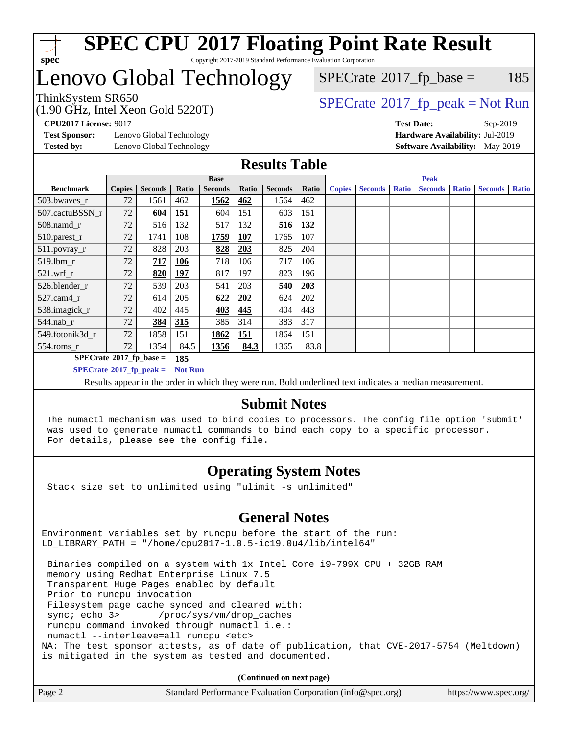# SPEC CPU 2017 Floating Point Rate Result

Copyright 2017-2019 Standard Performance Evaluation Corporation

## Lenovo Global Technology

ThinkSystem SR650
(1.90 GHz, Intel Xeon Gold 5220T)

SPECrate 2017_fp_base = 185

SPECrate 2017_fp_peak = Not Run

**CPU2017 License:** 9017
**Test Sponsor:** Lenovo Global Technology
**Tested by:** Lenovo Global Technology

**Test Date:** Sep-2019
**Hardware Availability:** Jul-2019
**Software Availability:** May-2019

## Results Table

| Benchmark | Base | | | | | | | Peak | | | | | | |
|---|---|---|---|---|---|---|---|---|---|---|---|---|---|---|
| | Copies | Seconds | Ratio | Seconds | Ratio | Seconds | Ratio | Copies | Seconds | Ratio | Seconds | Ratio | Seconds | Ratio |
| 503.bwaves_r | 72 | 1561 | 462 | **1562** | **462** | 1564 | 462 | | | | | | | |
| 507.cactuBSSN_r | 72 | **604** | **151** | 604 | 151 | 603 | 151 | | | | | | | |
| 508.namd_r | 72 | 516 | 132 | 517 | 132 | **516** | **132** | | | | | | | |
| 510.parest_r | 72 | 1741 | 108 | **1759** | **107** | 1765 | 107 | | | | | | | |
| 511.povray_r | 72 | 828 | 203 | **828** | **203** | 825 | 204 | | | | | | | |
| 519.lbm_r | 72 | **717** | **106** | 718 | 106 | 717 | 106 | | | | | | | |
| 521.wrf_r | 72 | **820** | **197** | 817 | 197 | 823 | 196 | | | | | | | |
| 526.blender_r | 72 | 539 | 203 | 541 | 203 | **540** | **203** | | | | | | | |
| 527.cam4_r | 72 | 614 | 205 | **622** | **202** | 624 | 202 | | | | | | | |
| 538.imagick_r | 72 | 402 | 445 | **403** | **445** | 404 | 443 | | | | | | | |
| 544.nab_r | 72 | **384** | **315** | 385 | 314 | 383 | 317 | | | | | | | |
| 549.fotonik3d_r | 72 | 1858 | 151 | **1862** | **151** | 1864 | 151 | | | | | | | |
| 554.roms_r | 72 | 1354 | 84.5 | **1356** | **84.3** | 1365 | 83.8 | | | | | | | |

**SPECrate 2017_fp_base = 185**

**SPECrate 2017_fp_peak = Not Run**

Results appear in the order in which they were run. Bold underlined text indicates a median measurement.

## Submit Notes

The numactl mechanism was used to bind copies to processors. The config file option 'submit' was used to generate numactl commands to bind each copy to a specific processor. For details, please see the config file.

## Operating System Notes

Stack size set to unlimited using "ulimit -s unlimited"

## General Notes

```
Environment variables set by runcpu before the start of the run:
LD_LIBRARY_PATH = "/home/cpu2017-1.0.5-ic19.0u4/lib/intel64"

 Binaries compiled on a system with 1x Intel Core i9-799X CPU + 32GB RAM
 memory using Redhat Enterprise Linux 7.5
 Transparent Huge Pages enabled by default
 Prior to runcpu invocation
 Filesystem page cache synced and cleared with:
 sync; echo 3>       /proc/sys/vm/drop_caches
 runcpu command invoked through numactl i.e.:
 numactl --interleave=all runcpu <etc>
NA: The test sponsor attests, as of date of publication, that CVE-2017-5754 (Meltdown)
is mitigated in the system as tested and documented.
```

**(Continued on next page)**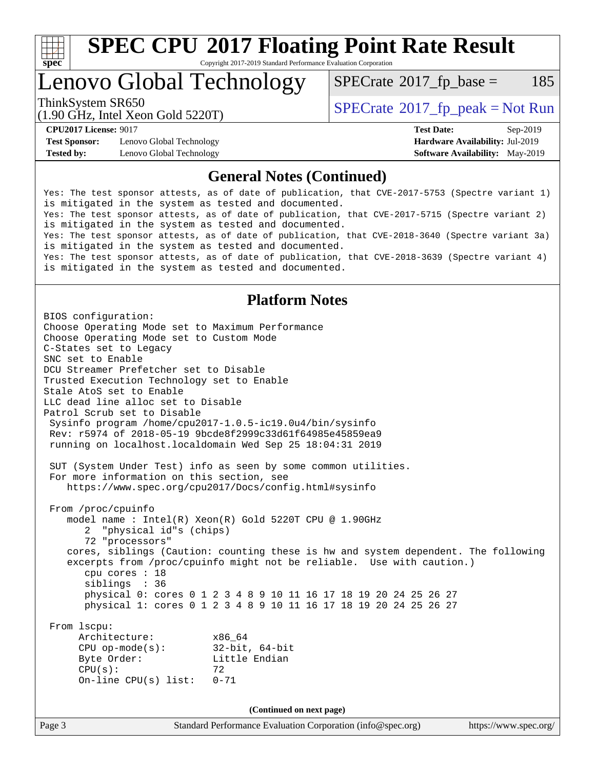# SPEC CPU 2017 Floating Point Rate Result

Copyright 2017-2019 Standard Performance Evaluation Corporation

## Lenovo Global Technology

ThinkSystem SR650
(1.90 GHz, Intel Xeon Gold 5220T)

SPECrate 2017_fp_base = 185

SPECrate 2017_fp_peak = Not Run

**CPU2017 License:** 9017
**Test Sponsor:** Lenovo Global Technology
**Tested by:** Lenovo Global Technology

**Test Date:** Sep-2019
**Hardware Availability:** Jul-2019
**Software Availability:** May-2019

### General Notes (Continued)

```
Yes: The test sponsor attests, as of date of publication, that CVE-2017-5753 (Spectre variant 1)
is mitigated in the system as tested and documented.
Yes: The test sponsor attests, as of date of publication, that CVE-2017-5715 (Spectre variant 2)
is mitigated in the system as tested and documented.
Yes: The test sponsor attests, as of date of publication, that CVE-2018-3640 (Spectre variant 3a)
is mitigated in the system as tested and documented.
Yes: The test sponsor attests, as of date of publication, that CVE-2018-3639 (Spectre variant 4)
is mitigated in the system as tested and documented.
```

### Platform Notes

```
BIOS configuration:
Choose Operating Mode set to Maximum Performance
Choose Operating Mode set to Custom Mode
C-States set to Legacy
SNC set to Enable
DCU Streamer Prefetcher set to Disable
Trusted Execution Technology set to Enable
Stale AtoS set to Enable
LLC dead line alloc set to Disable
Patrol Scrub set to Disable
 Sysinfo program /home/cpu2017-1.0.5-ic19.0u4/bin/sysinfo
 Rev: r5974 of 2018-05-19 9bcde8f2999c33d61f64985e45859ea9
 running on localhost.localdomain Wed Sep 25 18:04:31 2019

 SUT (System Under Test) info as seen by some common utilities.
 For more information on this section, see
    https://www.spec.org/cpu2017/Docs/config.html#sysinfo

 From /proc/cpuinfo
    model name : Intel(R) Xeon(R) Gold 5220T CPU @ 1.90GHz
       2  "physical id"s (chips)
       72 "processors"
    cores, siblings (Caution: counting these is hw and system dependent. The following
    excerpts from /proc/cpuinfo might not be reliable.  Use with caution.)
       cpu cores : 18
       siblings  : 36
       physical 0: cores 0 1 2 3 4 8 9 10 11 16 17 18 19 20 24 25 26 27
       physical 1: cores 0 1 2 3 4 8 9 10 11 16 17 18 19 20 24 25 26 27

 From lscpu:
      Architecture:          x86_64
      CPU op-mode(s):        32-bit, 64-bit
      Byte Order:            Little Endian
      CPU(s):                72
      On-line CPU(s) list:   0-71
```

(Continued on next page)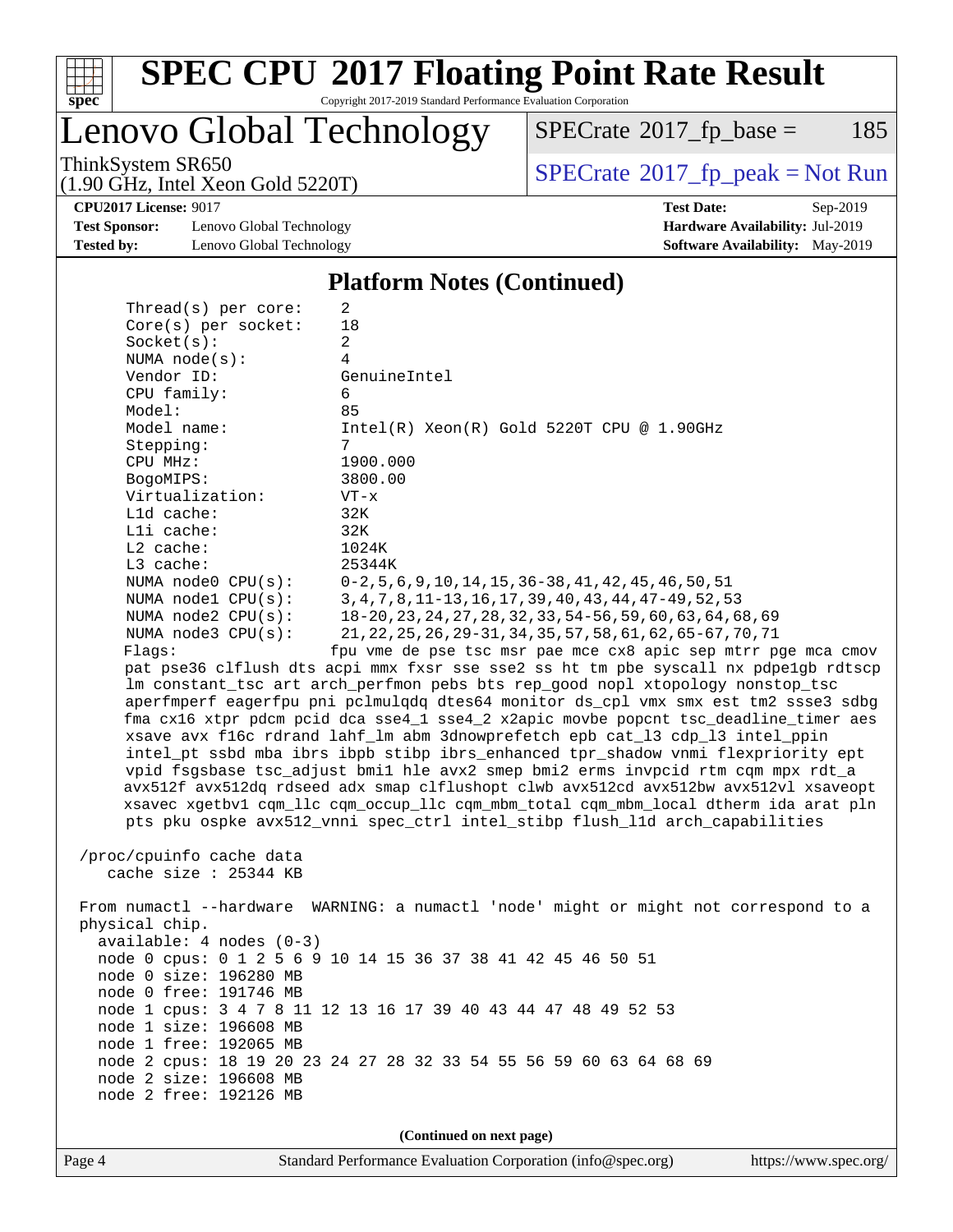# SPEC CPU 2017 Floating Point Rate Result

Copyright 2017-2019 Standard Performance Evaluation Corporation

## Lenovo Global Technology

ThinkSystem SR650
(1.90 GHz, Intel Xeon Gold 5220T)

SPECrate 2017_fp_base = 185

SPECrate 2017_fp_peak = Not Run

**CPU2017 License:** 9017
**Test Sponsor:** Lenovo Global Technology
**Tested by:** Lenovo Global Technology

**Test Date:** Sep-2019
**Hardware Availability:** Jul-2019
**Software Availability:** May-2019

### Platform Notes (Continued)

```
     Thread(s) per core:    2
     Core(s) per socket:    18
     Socket(s):             2
     NUMA node(s):          4
     Vendor ID:             GenuineIntel
     CPU family:            6
     Model:                 85
     Model name:            Intel(R) Xeon(R) Gold 5220T CPU @ 1.90GHz
     Stepping:              7
     CPU MHz:               1900.000
     BogoMIPS:              3800.00
     Virtualization:        VT-x
     L1d cache:             32K
     L1i cache:             32K
     L2 cache:              1024K
     L3 cache:              25344K
     NUMA node0 CPU(s):     0-2,5,6,9,10,14,15,36-38,41,42,45,46,50,51
     NUMA node1 CPU(s):     3,4,7,8,11-13,16,17,39,40,43,44,47-49,52,53
     NUMA node2 CPU(s):     18-20,23,24,27,28,32,33,54-56,59,60,63,64,68,69
     NUMA node3 CPU(s):     21,22,25,26,29-31,34,35,57,58,61,62,65-67,70,71
     Flags:                 fpu vme de pse tsc msr pae mce cx8 apic sep mtrr pge mca cmov
     pat pse36 clflush dts acpi mmx fxsr sse sse2 ss ht tm pbe syscall nx pdpe1gb rdtscp
     lm constant_tsc art arch_perfmon pebs bts rep_good nopl xtopology nonstop_tsc
     aperfmperf eagerfpu pni pclmulqdq dtes64 monitor ds_cpl vmx smx est tm2 ssse3 sdbg
     fma cx16 xtpr pdcm pcid dca sse4_1 sse4_2 x2apic movbe popcnt tsc_deadline_timer aes
     xsave avx f16c rdrand lahf_lm abm 3dnowprefetch epb cat_l3 cdp_l3 intel_ppin
     intel_pt ssbd mba ibrs ibpb stibp ibrs_enhanced tpr_shadow vnmi flexpriority ept
     vpid fsgsbase tsc_adjust bmi1 hle avx2 smep bmi2 erms invpcid rtm cqm mpx rdt_a
     avx512f avx512dq rdseed adx smap clflushopt clwb avx512cd avx512bw avx512vl xsaveopt
     xsavec xgetbv1 cqm_llc cqm_occup_llc cqm_mbm_total cqm_mbm_local dtherm ida arat pln
     pts pku ospke avx512_vnni spec_ctrl intel_stibp flush_l1d arch_capabilities

 /proc/cpuinfo cache data
    cache size : 25344 KB

 From numactl --hardware  WARNING: a numactl 'node' might or might not correspond to a
 physical chip.
   available: 4 nodes (0-3)
   node 0 cpus: 0 1 2 5 6 9 10 14 15 36 37 38 41 42 45 46 50 51
   node 0 size: 196280 MB
   node 0 free: 191746 MB
   node 1 cpus: 3 4 7 8 11 12 13 16 17 39 40 43 44 47 48 49 52 53
   node 1 size: 196608 MB
   node 1 free: 192065 MB
   node 2 cpus: 18 19 20 23 24 27 28 32 33 54 55 56 59 60 63 64 68 69
   node 2 size: 196608 MB
   node 2 free: 192126 MB
```

(Continued on next page)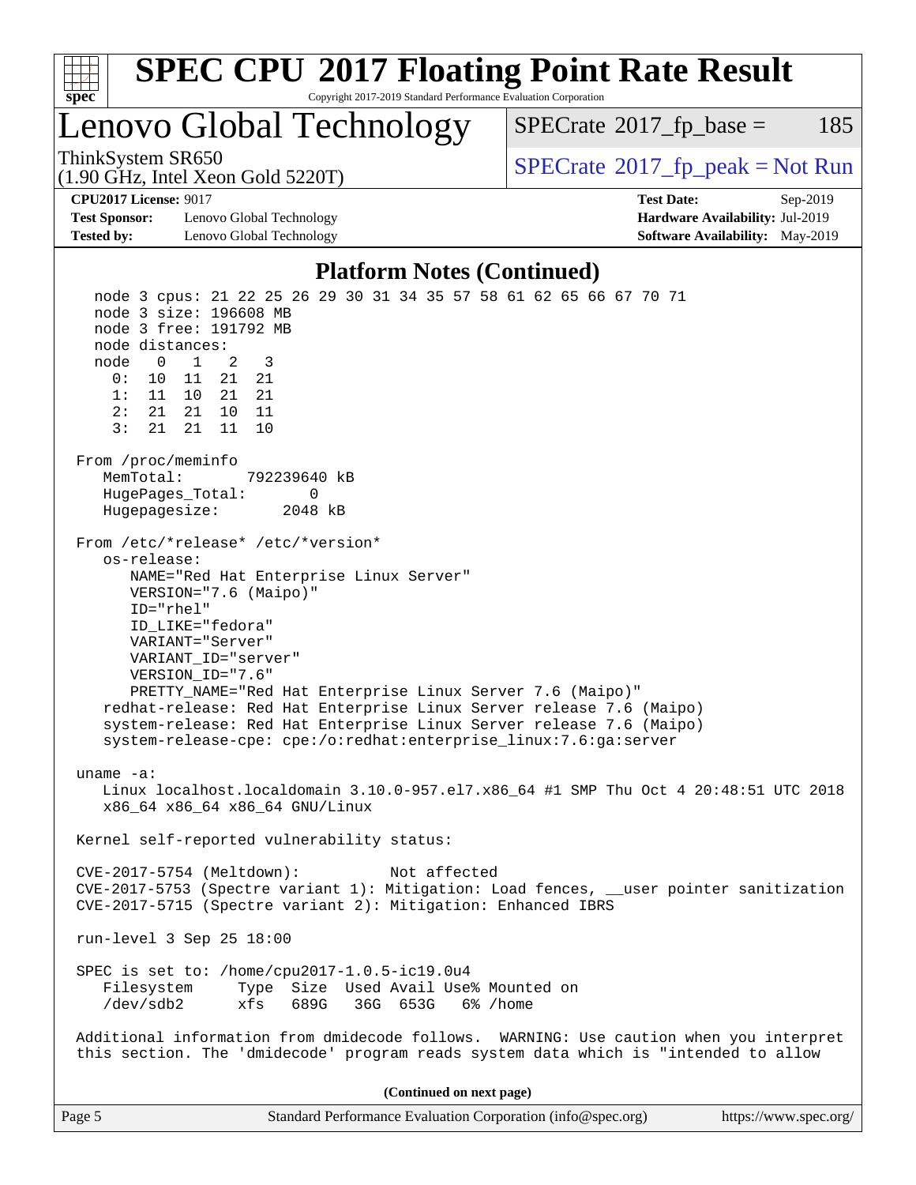## Platform Notes (Continued)

```
   node 3 cpus: 21 22 25 26 29 30 31 34 35 57 58 61 62 65 66 67 70 71
   node 3 size: 196608 MB
   node 3 free: 191792 MB
   node distances:
   node   0   1   2   3
     0:  10  11  21  21
     1:  11  10  21  21
     2:  21  21  10  11
     3:  21  21  11  10

 From /proc/meminfo
    MemTotal:       792239640 kB
    HugePages_Total:       0
    Hugepagesize:       2048 kB

 From /etc/*release* /etc/*version*
    os-release:
       NAME="Red Hat Enterprise Linux Server"
       VERSION="7.6 (Maipo)"
       ID="rhel"
       ID_LIKE="fedora"
       VARIANT="Server"
       VARIANT_ID="server"
       VERSION_ID="7.6"
       PRETTY_NAME="Red Hat Enterprise Linux Server 7.6 (Maipo)"
    redhat-release: Red Hat Enterprise Linux Server release 7.6 (Maipo)
    system-release: Red Hat Enterprise Linux Server release 7.6 (Maipo)
    system-release-cpe: cpe:/o:redhat:enterprise_linux:7.6:ga:server

 uname -a:
    Linux localhost.localdomain 3.10.0-957.el7.x86_64 #1 SMP Thu Oct 4 20:48:51 UTC 2018
    x86_64 x86_64 x86_64 GNU/Linux

 Kernel self-reported vulnerability status:

 CVE-2017-5754 (Meltdown):          Not affected
 CVE-2017-5753 (Spectre variant 1): Mitigation: Load fences, __user pointer sanitization
 CVE-2017-5715 (Spectre variant 2): Mitigation: Enhanced IBRS

 run-level 3 Sep 25 18:00

 SPEC is set to: /home/cpu2017-1.0.5-ic19.0u4
    Filesystem     Type  Size  Used Avail Use% Mounted on
    /dev/sdb2      xfs   689G   36G  653G   6% /home

 Additional information from dmidecode follows.  WARNING: Use caution when you interpret
 this section. The 'dmidecode' program reads system data which is "intended to allow
```

(Continued on next page)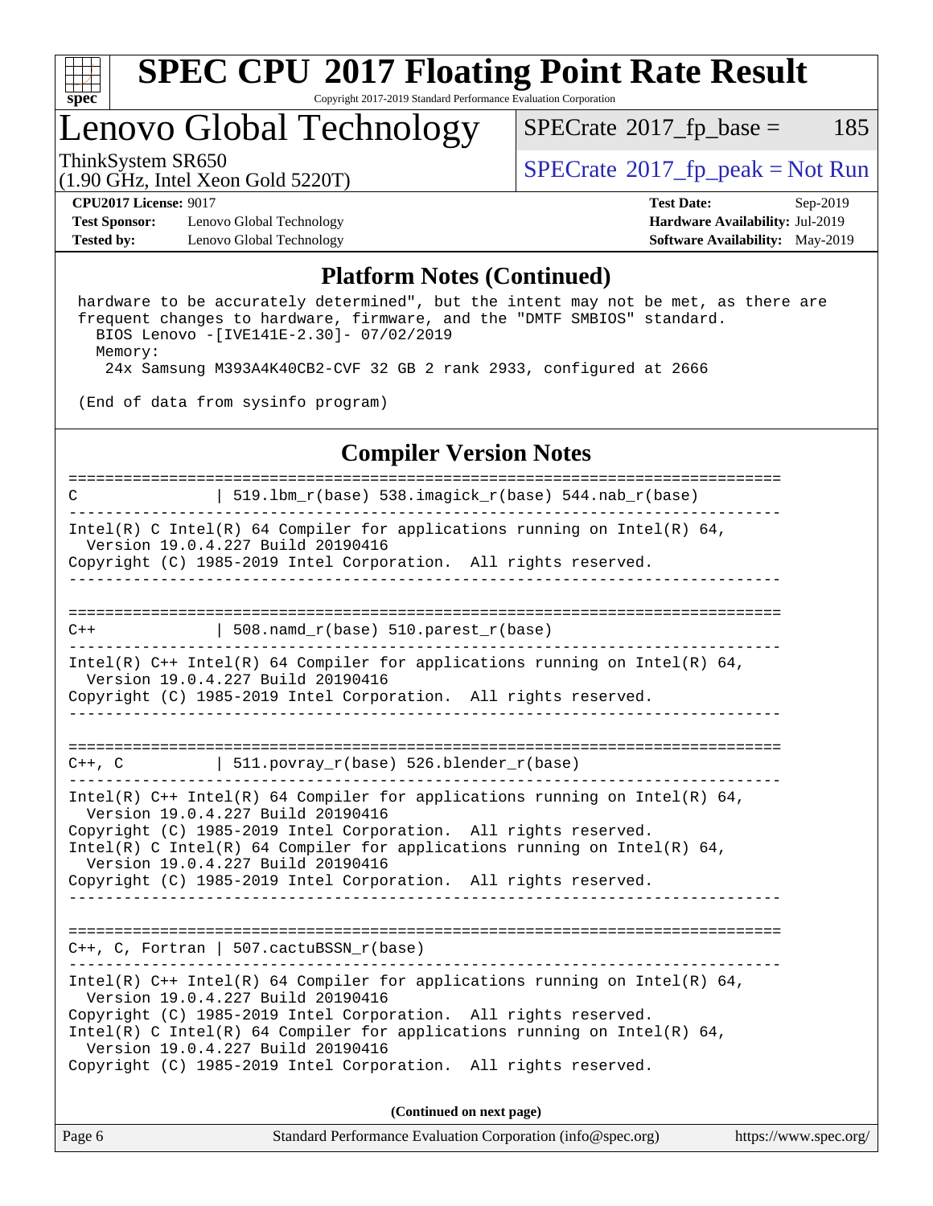## Platform Notes (Continued)

```
hardware to be accurately determined", but the intent may not be met, as there are
frequent changes to hardware, firmware, and the "DMTF SMBIOS" standard.
  BIOS Lenovo -[IVE141E-2.30]- 07/02/2019
  Memory:
    24x Samsung M393A4K40CB2-CVF 32 GB 2 rank 2933, configured at 2666

(End of data from sysinfo program)
```

## Compiler Version Notes

```
==============================================================================
C              | 519.lbm_r(base) 538.imagick_r(base) 544.nab_r(base)
------------------------------------------------------------------------------
Intel(R) C Intel(R) 64 Compiler for applications running on Intel(R) 64,
  Version 19.0.4.227 Build 20190416
Copyright (C) 1985-2019 Intel Corporation.  All rights reserved.
------------------------------------------------------------------------------

==============================================================================
C++            | 508.namd_r(base) 510.parest_r(base)
------------------------------------------------------------------------------
Intel(R) C++ Intel(R) 64 Compiler for applications running on Intel(R) 64,
  Version 19.0.4.227 Build 20190416
Copyright (C) 1985-2019 Intel Corporation.  All rights reserved.
------------------------------------------------------------------------------

==============================================================================
C++, C         | 511.povray_r(base) 526.blender_r(base)
------------------------------------------------------------------------------
Intel(R) C++ Intel(R) 64 Compiler for applications running on Intel(R) 64,
  Version 19.0.4.227 Build 20190416
Copyright (C) 1985-2019 Intel Corporation.  All rights reserved.
Intel(R) C Intel(R) 64 Compiler for applications running on Intel(R) 64,
  Version 19.0.4.227 Build 20190416
Copyright (C) 1985-2019 Intel Corporation.  All rights reserved.
------------------------------------------------------------------------------

==============================================================================
C++, C, Fortran | 507.cactuBSSN_r(base)
------------------------------------------------------------------------------
Intel(R) C++ Intel(R) 64 Compiler for applications running on Intel(R) 64,
  Version 19.0.4.227 Build 20190416
Copyright (C) 1985-2019 Intel Corporation.  All rights reserved.
Intel(R) C Intel(R) 64 Compiler for applications running on Intel(R) 64,
  Version 19.0.4.227 Build 20190416
Copyright (C) 1985-2019 Intel Corporation.  All rights reserved.
```

**(Continued on next page)**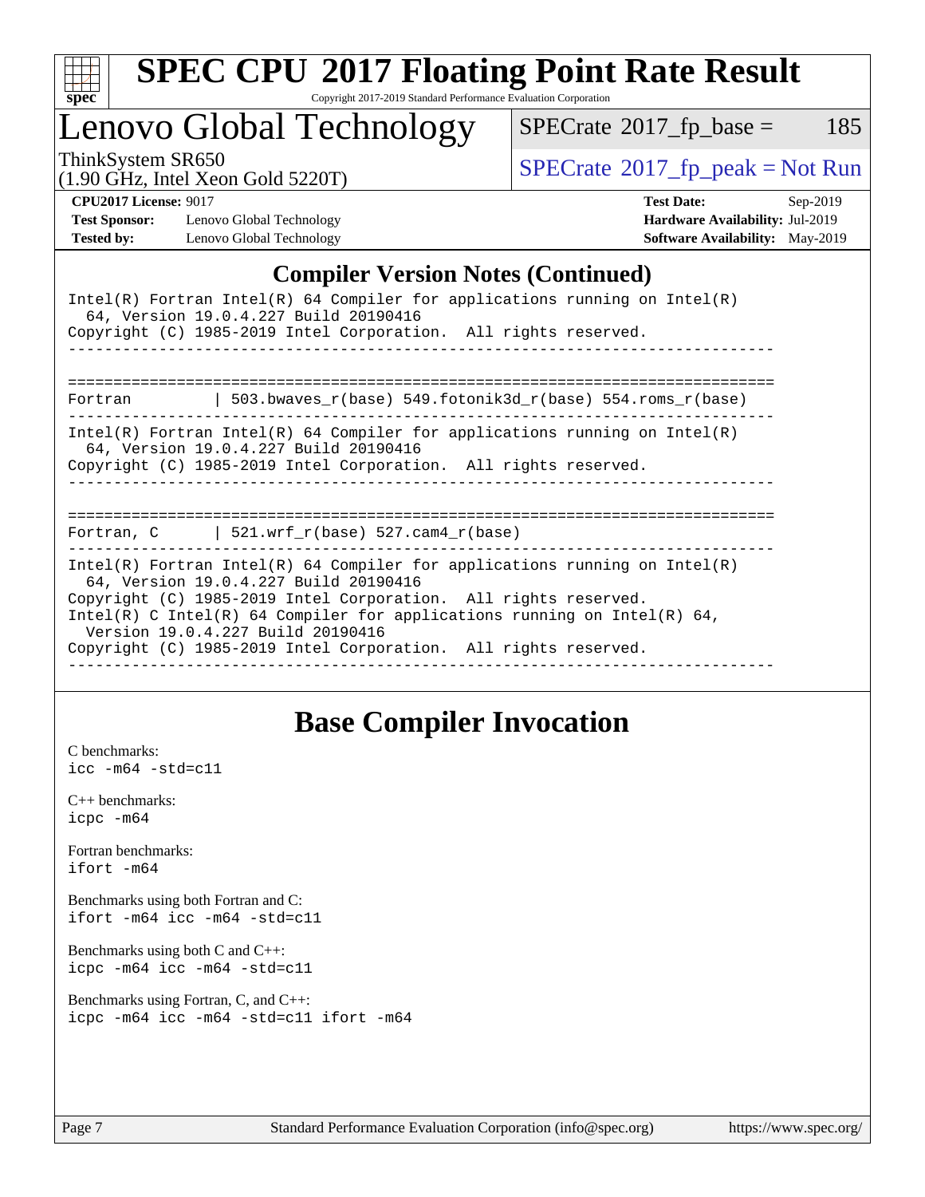## Compiler Version Notes (Continued)

```
Intel(R) Fortran Intel(R) 64 Compiler for applications running on Intel(R)
  64, Version 19.0.4.227 Build 20190416
Copyright (C) 1985-2019 Intel Corporation.  All rights reserved.
------------------------------------------------------------------------------

==============================================================================
Fortran         | 503.bwaves_r(base) 549.fotonik3d_r(base) 554.roms_r(base)
------------------------------------------------------------------------------
Intel(R) Fortran Intel(R) 64 Compiler for applications running on Intel(R)
  64, Version 19.0.4.227 Build 20190416
Copyright (C) 1985-2019 Intel Corporation.  All rights reserved.
------------------------------------------------------------------------------

==============================================================================
Fortran, C      | 521.wrf_r(base) 527.cam4_r(base)
------------------------------------------------------------------------------
Intel(R) Fortran Intel(R) 64 Compiler for applications running on Intel(R)
  64, Version 19.0.4.227 Build 20190416
Copyright (C) 1985-2019 Intel Corporation.  All rights reserved.
Intel(R) C Intel(R) 64 Compiler for applications running on Intel(R) 64,
  Version 19.0.4.227 Build 20190416
Copyright (C) 1985-2019 Intel Corporation.  All rights reserved.
------------------------------------------------------------------------------
```

## Base Compiler Invocation

C benchmarks:
`icc -m64 -std=c11`

C++ benchmarks:
`icpc -m64`

Fortran benchmarks:
`ifort -m64`

Benchmarks using both Fortran and C:
`ifort -m64 icc -m64 -std=c11`

Benchmarks using both C and C++:
`icpc -m64 icc -m64 -std=c11`

Benchmarks using Fortran, C, and C++:
`icpc -m64 icc -m64 -std=c11 ifort -m64`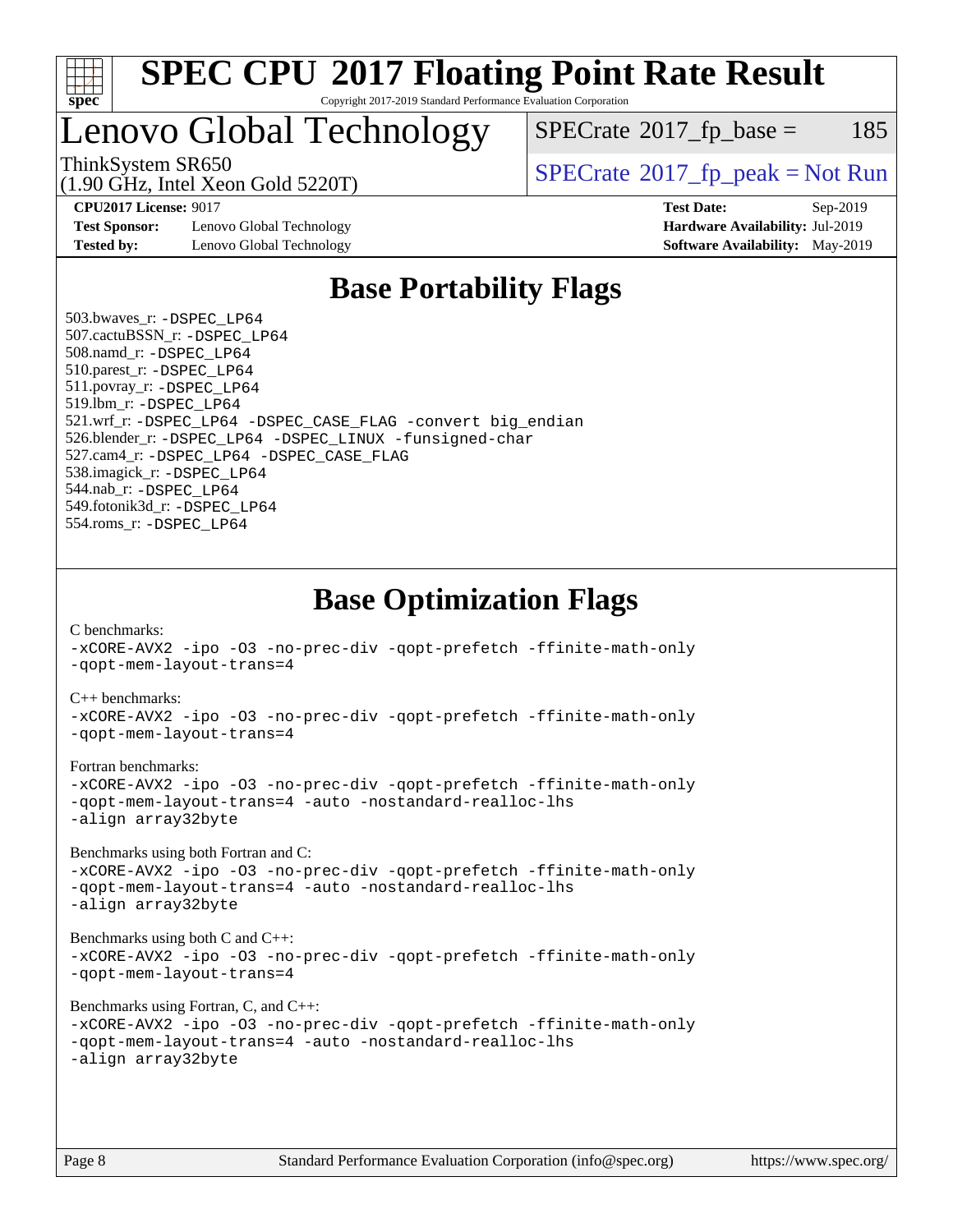# SPEC CPU 2017 Floating Point Rate Result

Copyright 2017-2019 Standard Performance Evaluation Corporation

## Lenovo Global Technology

ThinkSystem SR650
(1.90 GHz, Intel Xeon Gold 5220T)

SPECrate 2017_fp_base = 185

SPECrate 2017_fp_peak = Not Run

**CPU2017 License:** 9017
**Test Sponsor:** Lenovo Global Technology
**Tested by:** Lenovo Global Technology

**Test Date:** Sep-2019
**Hardware Availability:** Jul-2019
**Software Availability:** May-2019

## Base Portability Flags

503.bwaves_r: -DSPEC_LP64
507.cactuBSSN_r: -DSPEC_LP64
508.namd_r: -DSPEC_LP64
510.parest_r: -DSPEC_LP64
511.povray_r: -DSPEC_LP64
519.lbm_r: -DSPEC_LP64
521.wrf_r: -DSPEC_LP64 -DSPEC_CASE_FLAG -convert big_endian
526.blender_r: -DSPEC_LP64 -DSPEC_LINUX -funsigned-char
527.cam4_r: -DSPEC_LP64 -DSPEC_CASE_FLAG
538.imagick_r: -DSPEC_LP64
544.nab_r: -DSPEC_LP64
549.fotonik3d_r: -DSPEC_LP64
554.roms_r: -DSPEC_LP64

## Base Optimization Flags

C benchmarks:
-xCORE-AVX2 -ipo -O3 -no-prec-div -qopt-prefetch -ffinite-math-only
-qopt-mem-layout-trans=4

C++ benchmarks:
-xCORE-AVX2 -ipo -O3 -no-prec-div -qopt-prefetch -ffinite-math-only
-qopt-mem-layout-trans=4

Fortran benchmarks:
-xCORE-AVX2 -ipo -O3 -no-prec-div -qopt-prefetch -ffinite-math-only
-qopt-mem-layout-trans=4 -auto -nostandard-realloc-lhs
-align array32byte

Benchmarks using both Fortran and C:
-xCORE-AVX2 -ipo -O3 -no-prec-div -qopt-prefetch -ffinite-math-only
-qopt-mem-layout-trans=4 -auto -nostandard-realloc-lhs
-align array32byte

Benchmarks using both C and C++:
-xCORE-AVX2 -ipo -O3 -no-prec-div -qopt-prefetch -ffinite-math-only
-qopt-mem-layout-trans=4

Benchmarks using Fortran, C, and C++:
-xCORE-AVX2 -ipo -O3 -no-prec-div -qopt-prefetch -ffinite-math-only
-qopt-mem-layout-trans=4 -auto -nostandard-realloc-lhs
-align array32byte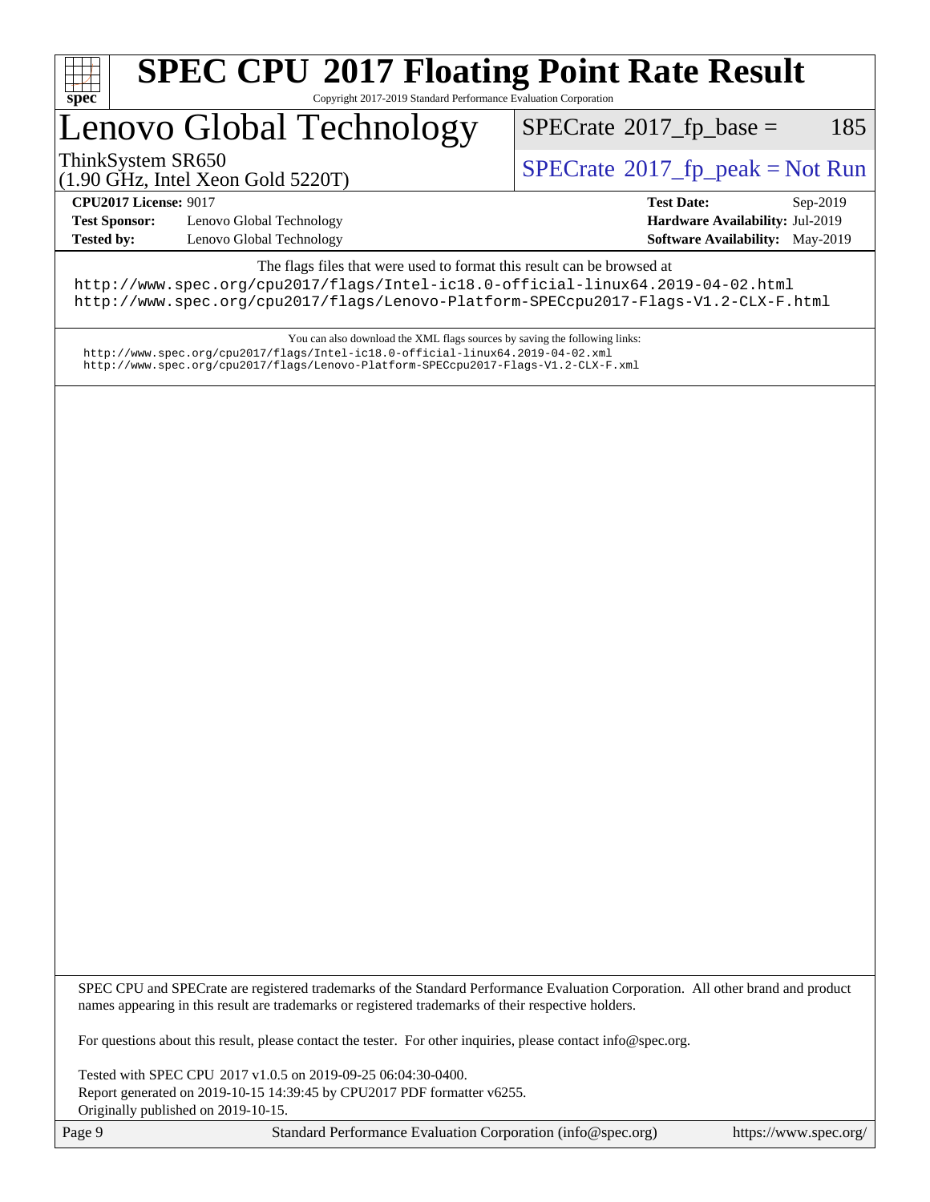The flags files that were used to format this result can be browsed at
http://www.spec.org/cpu2017/flags/Intel-ic18.0-official-linux64.2019-04-02.html
http://www.spec.org/cpu2017/flags/Lenovo-Platform-SPECcpu2017-Flags-V1.2-CLX-F.html

You can also download the XML flags sources by saving the following links:
http://www.spec.org/cpu2017/flags/Intel-ic18.0-official-linux64.2019-04-02.xml
http://www.spec.org/cpu2017/flags/Lenovo-Platform-SPECcpu2017-Flags-V1.2-CLX-F.xml

SPEC CPU and SPECrate are registered trademarks of the Standard Performance Evaluation Corporation. All other brand and product names appearing in this result are trademarks or registered trademarks of their respective holders.

For questions about this result, please contact the tester. For other inquiries, please contact info@spec.org.

Tested with SPEC CPU 2017 v1.0.5 on 2019-09-25 06:04:30-0400.
Report generated on 2019-10-15 14:39:45 by CPU2017 PDF formatter v6255.
Originally published on 2019-10-15.